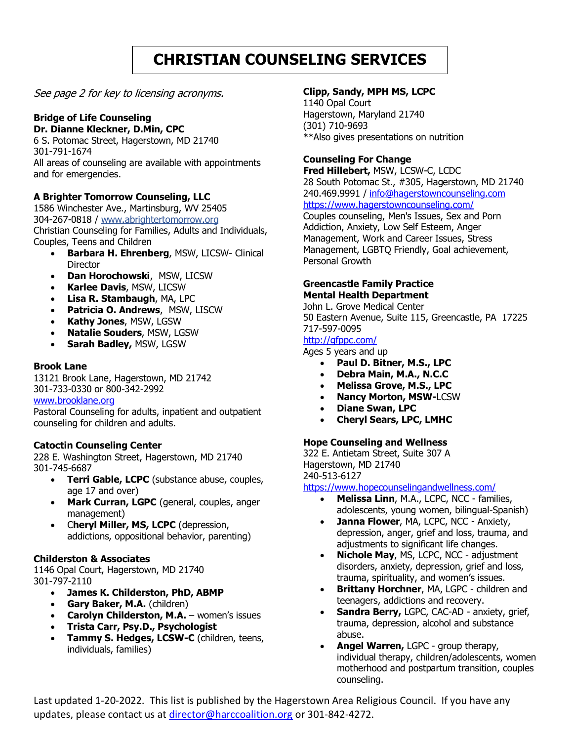// The footer "Last updated..." is document content (not running page number), so include it.
# CHRISTIAN COUNSELING SERVICES

*See page 2 for key to licensing acronyms.*

**Bridge of Life Counseling**
**Dr. Dianne Kleckner, D.Min, CPC**
6 S. Potomac Street, Hagerstown, MD 21740
301-791-1674
All areas of counseling are available with appointments and for emergencies.

**A Brighter Tomorrow Counseling, LLC**
1586 Winchester Ave., Martinsburg, WV 25405
304-267-0818 / www.abrightertomorrow.org
Christian Counseling for Families, Adults and Individuals, Couples, Teens and Children

- **Barbara H. Ehrenberg**, MSW, LICSW- Clinical Director
- **Dan Horochowski**, MSW, LICSW
- **Karlee Davis**, MSW, LICSW
- **Lisa R. Stambaugh**, MA, LPC
- **Patricia O. Andrews**, MSW, LISCW
- **Kathy Jones**, MSW, LGSW
- **Natalie Souders**, MSW, LGSW
- **Sarah Badley,** MSW, LGSW

**Brook Lane**
13121 Brook Lane, Hagerstown, MD 21742
301-733-0330 or 800-342-2992
www.brooklane.org
Pastoral Counseling for adults, inpatient and outpatient counseling for children and adults.

**Catoctin Counseling Center**
228 E. Washington Street, Hagerstown, MD 21740
301-745-6687

- **Terri Gable, LCPC** (substance abuse, couples, age 17 and over)
- **Mark Curran, LGPC** (general, couples, anger management)
- C**heryl Miller, MS, LCPC** (depression, addictions, oppositional behavior, parenting)

**Childerston & Associates**
1146 Opal Court, Hagerstown, MD 21740
301-797-2110

- **James K. Childerston, PhD, ABMP**
- **Gary Baker, M.A.** (children)
- **Carolyn Childerston, M.A.** – women's issues
- **Trista Carr, Psy.D., Psychologist**
- **Tammy S. Hedges, LCSW-C** (children, teens, individuals, families)

**Clipp, Sandy, MPH MS, LCPC**
1140 Opal Court
Hagerstown, Maryland 21740
(301) 710-9693
**Also gives presentations on nutrition

**Counseling For Change**
**Fred Hillebert,** MSW, LCSW-C, LCDC
28 South Potomac St., #305, Hagerstown, MD 21740
240.469.9991 / info@hagerstowncounseling.com
https://www.hagerstowncounseling.com/
Couples counseling, Men's Issues, Sex and Porn Addiction, Anxiety, Low Self Esteem, Anger Management, Work and Career Issues, Stress Management, LGBTQ Friendly, Goal achievement, Personal Growth

**Greencastle Family Practice**
**Mental Health Department**
John L. Grove Medical Center
50 Eastern Avenue, Suite 115, Greencastle, PA 17225
717-597-0095
http://gfppc.com/
Ages 5 years and up

- **Paul D. Bitner, M.S., LPC**
- **Debra Main, M.A., N.C.C**
- **Melissa Grove, M.S., LPC**
- **Nancy Morton, MSW-**LCSW
- **Diane Swan, LPC**
- **Cheryl Sears, LPC, LMHC**

**Hope Counseling and Wellness**
322 E. Antietam Street, Suite 307 A
Hagerstown, MD 21740
240-513-6127
https://www.hopecounselingandwellness.com/

- **Melissa Linn**, M.A., LCPC, NCC - families, adolescents, young women, bilingual-Spanish)
- **Janna Flower**, MA, LCPC, NCC - Anxiety, depression, anger, grief and loss, trauma, and adjustments to significant life changes.
- **Nichole May**, MS, LCPC, NCC - adjustment disorders, anxiety, depression, grief and loss, trauma, spirituality, and women's issues.
- **Brittany Horchner**, MA, LGPC - children and teenagers, addictions and recovery.
- **Sandra Berry,** LGPC, CAC-AD - anxiety, grief, trauma, depression, alcohol and substance abuse.
- **Angel Warren,** LGPC - group therapy, individual therapy, children/adolescents, women motherhood and postpartum transition, couples counseling.

Last updated 1-20-2022. This list is published by the Hagerstown Area Religious Council. If you have any updates, please contact us at director@harccoalition.org or 301-842-4272.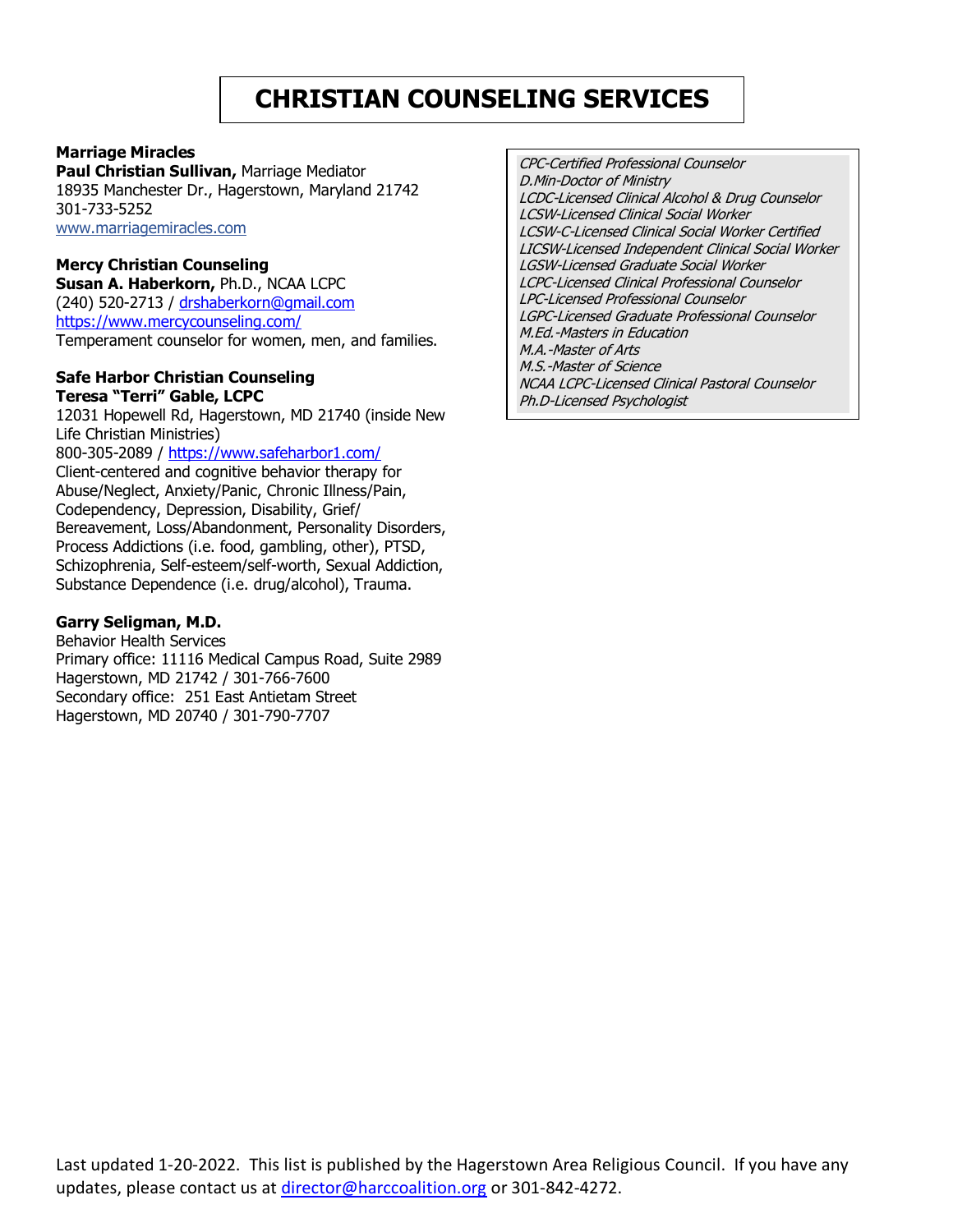# CHRISTIAN COUNSELING SERVICES

**Marriage Miracles**
**Paul Christian Sullivan,** Marriage Mediator
18935 Manchester Dr., Hagerstown, Maryland 21742
301-733-5252
www.marriagemiracles.com

**Mercy Christian Counseling**
**Susan A. Haberkorn,** Ph.D., NCAA LCPC
(240) 520-2713 / drshaberkorn@gmail.com
https://www.mercycounseling.com/
Temperament counselor for women, men, and families.

**Safe Harbor Christian Counseling**
**Teresa "Terri" Gable, LCPC**
12031 Hopewell Rd, Hagerstown, MD 21740 (inside New Life Christian Ministries)
800-305-2089 / https://www.safeharbor1.com/
Client-centered and cognitive behavior therapy for Abuse/Neglect, Anxiety/Panic, Chronic Illness/Pain, Codependency, Depression, Disability, Grief/ Bereavement, Loss/Abandonment, Personality Disorders, Process Addictions (i.e. food, gambling, other), PTSD, Schizophrenia, Self-esteem/self-worth, Sexual Addiction, Substance Dependence (i.e. drug/alcohol), Trauma.

**Garry Seligman, M.D.**
Behavior Health Services
Primary office: 11116 Medical Campus Road, Suite 2989
Hagerstown, MD 21742 / 301-766-7600
Secondary office: 251 East Antietam Street
Hagerstown, MD 20740 / 301-790-7707

*CPC-Certified Professional Counselor*
*D.Min-Doctor of Ministry*
*LCDC-Licensed Clinical Alcohol & Drug Counselor*
*LCSW-Licensed Clinical Social Worker*
*LCSW-C-Licensed Clinical Social Worker Certified*
*LICSW-Licensed Independent Clinical Social Worker*
*LGSW-Licensed Graduate Social Worker*
*LCPC-Licensed Clinical Professional Counselor*
*LPC-Licensed Professional Counselor*
*LGPC-Licensed Graduate Professional Counselor*
*M.Ed.-Masters in Education*
*M.A.-Master of Arts*
*M.S.-Master of Science*
*NCAA LCPC-Licensed Clinical Pastoral Counselor*
*Ph.D-Licensed Psychologist*

Last updated 1-20-2022. This list is published by the Hagerstown Area Religious Council. If you have any updates, please contact us at director@harccoalition.org or 301-842-4272.